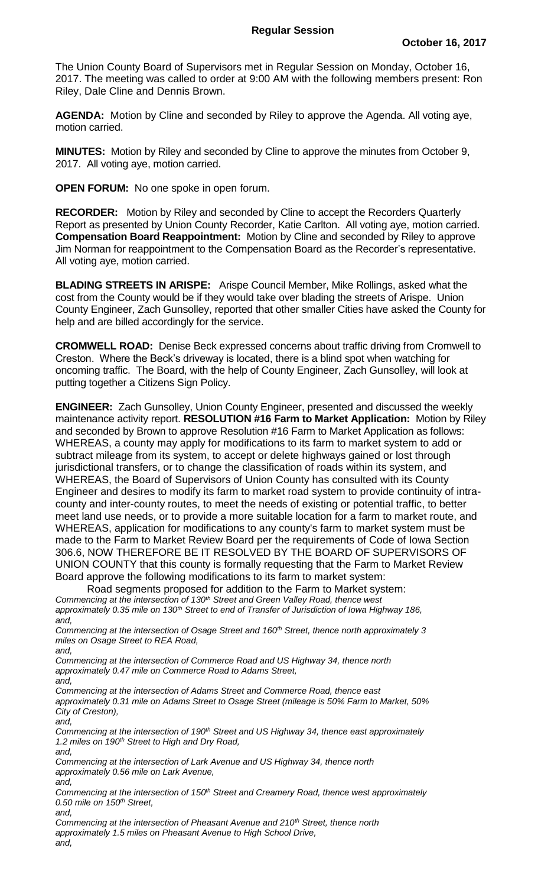## Regular Session

**October 16, 2017**

The Union County Board of Supervisors met in Regular Session on Monday, October 16, 2017. The meeting was called to order at 9:00 AM with the following members present: Ron Riley, Dale Cline and Dennis Brown.

**AGENDA:** Motion by Cline and seconded by Riley to approve the Agenda. All voting aye, motion carried.

**MINUTES:** Motion by Riley and seconded by Cline to approve the minutes from October 9, 2017. All voting aye, motion carried.

**OPEN FORUM:** No one spoke in open forum.

**RECORDER:** Motion by Riley and seconded by Cline to accept the Recorders Quarterly Report as presented by Union County Recorder, Katie Carlton. All voting aye, motion carried. **Compensation Board Reappointment:** Motion by Cline and seconded by Riley to approve Jim Norman for reappointment to the Compensation Board as the Recorder's representative. All voting aye, motion carried.

**BLADING STREETS IN ARISPE:** Arispe Council Member, Mike Rollings, asked what the cost from the County would be if they would take over blading the streets of Arispe. Union County Engineer, Zach Gunsolley, reported that other smaller Cities have asked the County for help and are billed accordingly for the service.

**CROMWELL ROAD:** Denise Beck expressed concerns about traffic driving from Cromwell to Creston. Where the Beck's driveway is located, there is a blind spot when watching for oncoming traffic. The Board, with the help of County Engineer, Zach Gunsolley, will look at putting together a Citizens Sign Policy.

**ENGINEER:** Zach Gunsolley, Union County Engineer, presented and discussed the weekly maintenance activity report. **RESOLUTION #16 Farm to Market Application:** Motion by Riley and seconded by Brown to approve Resolution #16 Farm to Market Application as follows: WHEREAS, a county may apply for modifications to its farm to market system to add or subtract mileage from its system, to accept or delete highways gained or lost through jurisdictional transfers, or to change the classification of roads within its system, and WHEREAS, the Board of Supervisors of Union County has consulted with its County Engineer and desires to modify its farm to market road system to provide continuity of intra-county and inter-county routes, to meet the needs of existing or potential traffic, to better meet land use needs, or to provide a more suitable location for a farm to market route, and WHEREAS, application for modifications to any county's farm to market system must be made to the Farm to Market Review Board per the requirements of Code of Iowa Section 306.6, NOW THEREFORE BE IT RESOLVED BY THE BOARD OF SUPERVISORS OF UNION COUNTY that this county is formally requesting that the Farm to Market Review Board approve the following modifications to its farm to market system:

Road segments proposed for addition to the Farm to Market system:

*Commencing at the intersection of 130th Street and Green Valley Road, thence west approximately 0.35 mile on 130th Street to end of Transfer of Jurisdiction of Iowa Highway 186, and,*

*Commencing at the intersection of Osage Street and 160th Street, thence north approximately 3 miles on Osage Street to REA Road,*

*and,*

*Commencing at the intersection of Commerce Road and US Highway 34, thence north approximately 0.47 mile on Commerce Road to Adams Street,*

*and,*

*Commencing at the intersection of Adams Street and Commerce Road, thence east approximately 0.31 mile on Adams Street to Osage Street (mileage is 50% Farm to Market, 50% City of Creston),*

*and,*

*Commencing at the intersection of 190th Street and US Highway 34, thence east approximately 1.2 miles on 190th Street to High and Dry Road,*

*and,*

*Commencing at the intersection of Lark Avenue and US Highway 34, thence north approximately 0.56 mile on Lark Avenue,*

*and,*

*Commencing at the intersection of 150th Street and Creamery Road, thence west approximately 0.50 mile on 150th Street,*

*and,*

*Commencing at the intersection of Pheasant Avenue and 210th Street, thence north approximately 1.5 miles on Pheasant Avenue to High School Drive,*

*and,*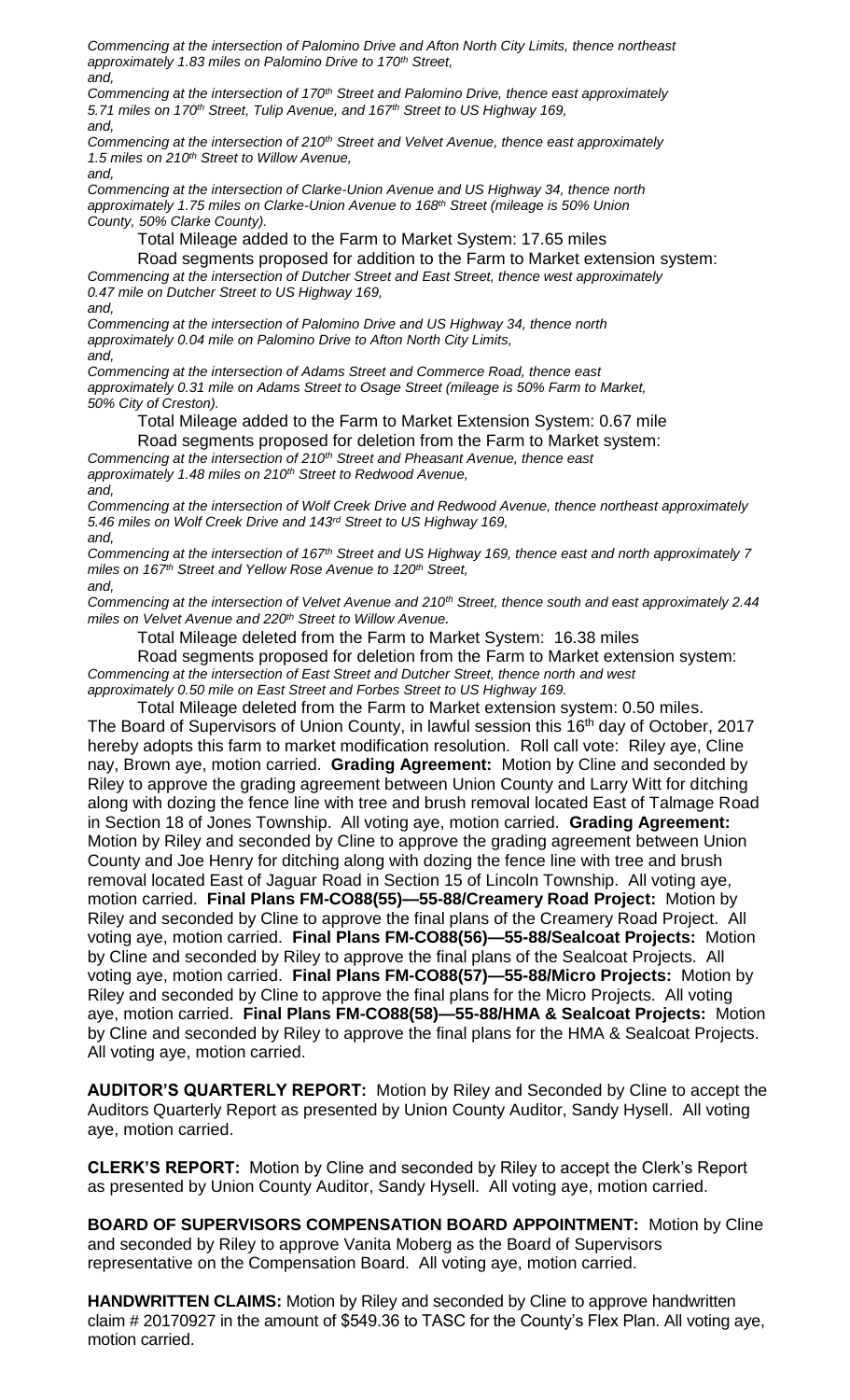*Commencing at the intersection of Palomino Drive and Afton North City Limits, thence northeast approximately 1.83 miles on Palomino Drive to 170th Street,*
*and,*
*Commencing at the intersection of 170th Street and Palomino Drive, thence east approximately 5.71 miles on 170th Street, Tulip Avenue, and 167th Street to US Highway 169,*
*and,*
*Commencing at the intersection of 210th Street and Velvet Avenue, thence east approximately 1.5 miles on 210th Street to Willow Avenue,*
*and,*
*Commencing at the intersection of Clarke-Union Avenue and US Highway 34, thence north approximately 1.75 miles on Clarke-Union Avenue to 168th Street (mileage is 50% Union County, 50% Clarke County).*

Total Mileage added to the Farm to Market System: 17.65 miles

Road segments proposed for addition to the Farm to Market extension system:
*Commencing at the intersection of Dutcher Street and East Street, thence west approximately 0.47 mile on Dutcher Street to US Highway 169,*
*and,*
*Commencing at the intersection of Palomino Drive and US Highway 34, thence north approximately 0.04 mile on Palomino Drive to Afton North City Limits,*
*and,*
*Commencing at the intersection of Adams Street and Commerce Road, thence east approximately 0.31 mile on Adams Street to Osage Street (mileage is 50% Farm to Market, 50% City of Creston).*

Total Mileage added to the Farm to Market Extension System: 0.67 mile

Road segments proposed for deletion from the Farm to Market system:
*Commencing at the intersection of 210th Street and Pheasant Avenue, thence east approximately 1.48 miles on 210th Street to Redwood Avenue,*
*and,*
*Commencing at the intersection of Wolf Creek Drive and Redwood Avenue, thence northeast approximately 5.46 miles on Wolf Creek Drive and 143rd Street to US Highway 169,*
*and,*
*Commencing at the intersection of 167th Street and US Highway 169, thence east and north approximately 7 miles on 167th Street and Yellow Rose Avenue to 120th Street,*
*and,*
*Commencing at the intersection of Velvet Avenue and 210th Street, thence south and east approximately 2.44 miles on Velvet Avenue and 220th Street to Willow Avenue.*

Total Mileage deleted from the Farm to Market System: 16.38 miles

Road segments proposed for deletion from the Farm to Market extension system:
*Commencing at the intersection of East Street and Dutcher Street, thence north and west approximately 0.50 mile on East Street and Forbes Street to US Highway 169.*

Total Mileage deleted from the Farm to Market extension system: 0.50 miles. The Board of Supervisors of Union County, in lawful session this 16th day of October, 2017 hereby adopts this farm to market modification resolution. Roll call vote: Riley aye, Cline nay, Brown aye, motion carried. **Grading Agreement:** Motion by Cline and seconded by Riley to approve the grading agreement between Union County and Larry Witt for ditching along with dozing the fence line with tree and brush removal located East of Talmage Road in Section 18 of Jones Township. All voting aye, motion carried. **Grading Agreement:** Motion by Riley and seconded by Cline to approve the grading agreement between Union County and Joe Henry for ditching along with dozing the fence line with tree and brush removal located East of Jaguar Road in Section 15 of Lincoln Township. All voting aye, motion carried. **Final Plans FM-CO88(55)—55-88/Creamery Road Project:** Motion by Riley and seconded by Cline to approve the final plans of the Creamery Road Project. All voting aye, motion carried. **Final Plans FM-CO88(56)—55-88/Sealcoat Projects:** Motion by Cline and seconded by Riley to approve the final plans of the Sealcoat Projects. All voting aye, motion carried. **Final Plans FM-CO88(57)—55-88/Micro Projects:** Motion by Riley and seconded by Cline to approve the final plans for the Micro Projects. All voting aye, motion carried. **Final Plans FM-CO88(58)—55-88/HMA & Sealcoat Projects:** Motion by Cline and seconded by Riley to approve the final plans for the HMA & Sealcoat Projects. All voting aye, motion carried.

**AUDITOR'S QUARTERLY REPORT:** Motion by Riley and Seconded by Cline to accept the Auditors Quarterly Report as presented by Union County Auditor, Sandy Hysell. All voting aye, motion carried.

**CLERK'S REPORT:** Motion by Cline and seconded by Riley to accept the Clerk's Report as presented by Union County Auditor, Sandy Hysell. All voting aye, motion carried.

**BOARD OF SUPERVISORS COMPENSATION BOARD APPOINTMENT:** Motion by Cline and seconded by Riley to approve Vanita Moberg as the Board of Supervisors representative on the Compensation Board. All voting aye, motion carried.

**HANDWRITTEN CLAIMS:** Motion by Riley and seconded by Cline to approve handwritten claim # 20170927 in the amount of $549.36 to TASC for the County's Flex Plan. All voting aye, motion carried.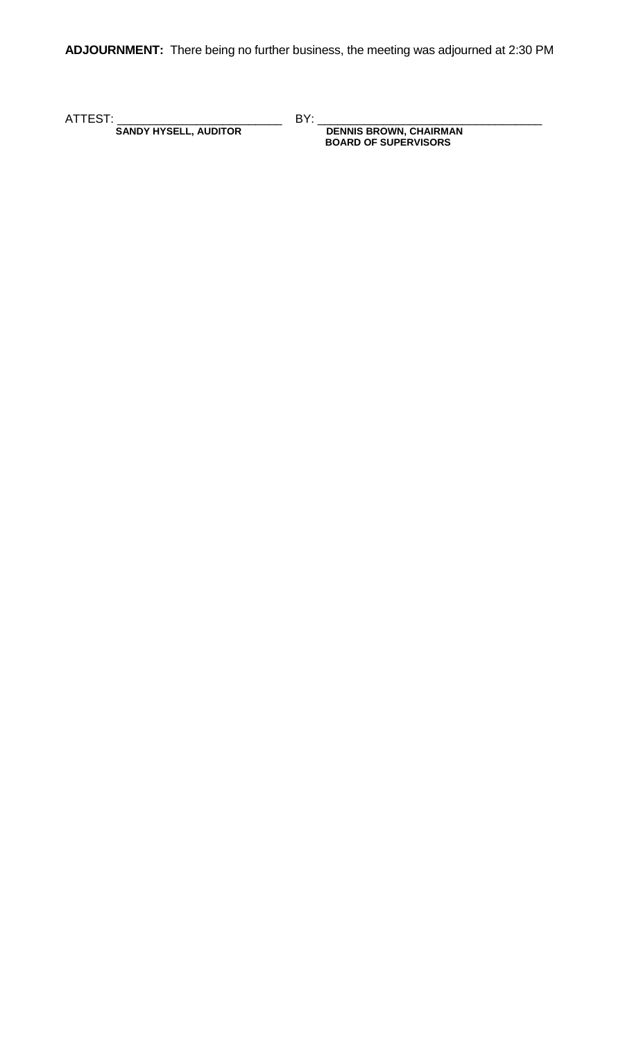**ADJOURNMENT:** There being no further business, the meeting was adjourned at 2:30 PM

ATTEST: ________________________ BY: ________________________________

**SANDY HYSELL, AUDITOR**

**DENNIS BROWN, CHAIRMAN**
**BOARD OF SUPERVISORS**